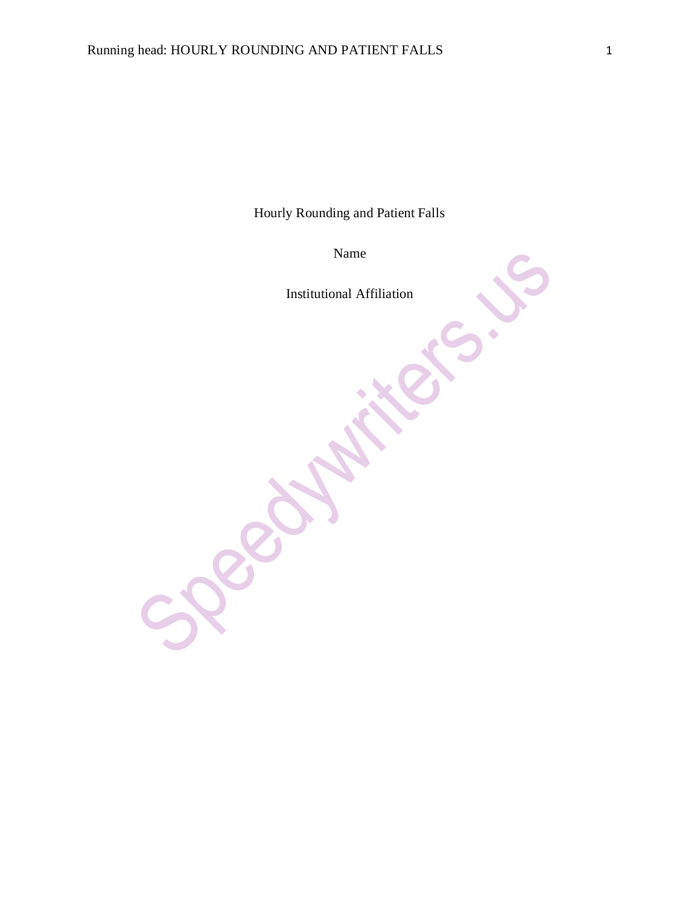Hourly Rounding and Patient Falls

Name

Institutional Affiliation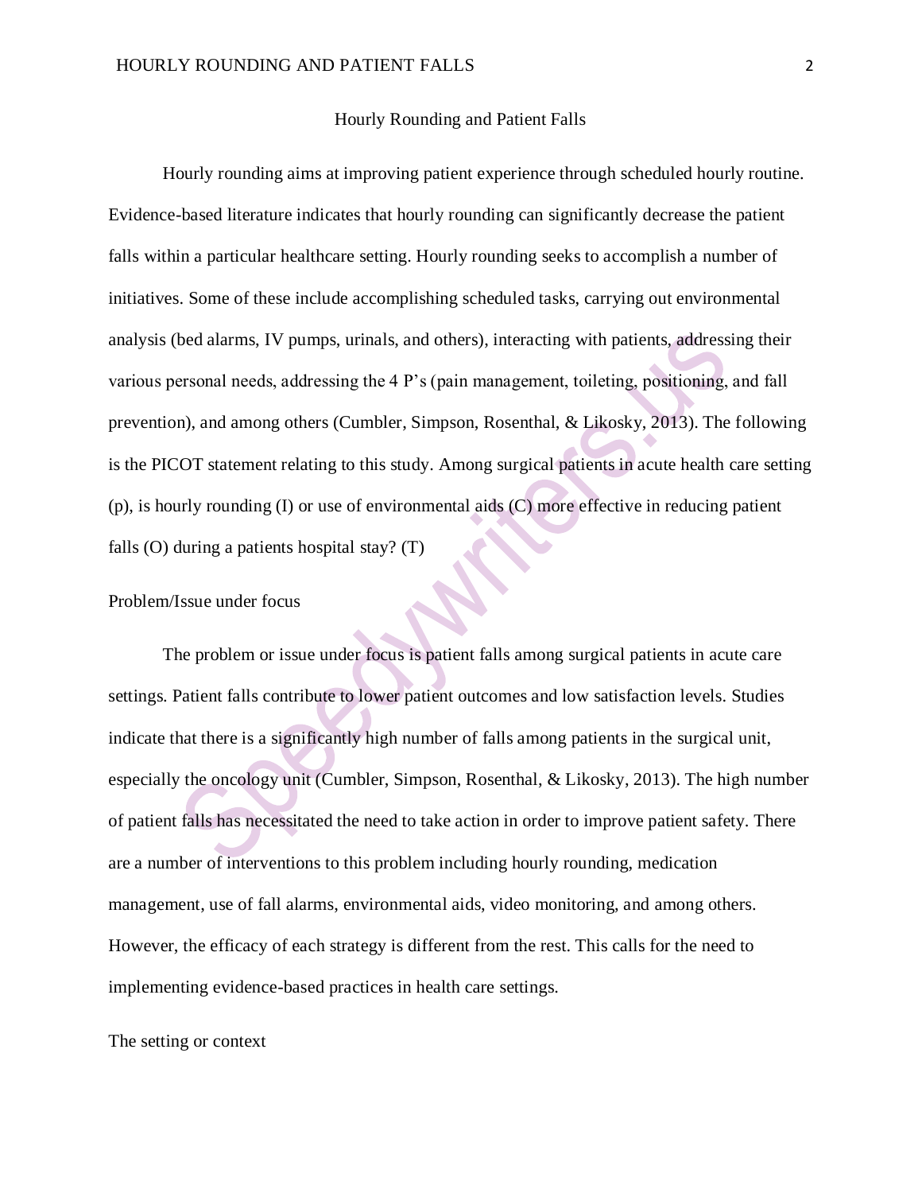# Hourly Rounding and Patient Falls

Hourly rounding aims at improving patient experience through scheduled hourly routine. Evidence-based literature indicates that hourly rounding can significantly decrease the patient falls within a particular healthcare setting. Hourly rounding seeks to accomplish a number of initiatives. Some of these include accomplishing scheduled tasks, carrying out environmental analysis (bed alarms, IV pumps, urinals, and others), interacting with patients, addressing their various personal needs, addressing the 4 P's (pain management, toileting, positioning, and fall prevention), and among others (Cumbler, Simpson, Rosenthal, & Likosky, 2013). The following is the PICOT statement relating to this study. Among surgical patients in acute health care setting (p), is hourly rounding (I) or use of environmental aids (C) more effective in reducing patient falls (O) during a patients hospital stay? (T)

## Problem/Issue under focus

The problem or issue under focus is patient falls among surgical patients in acute care settings. Patient falls contribute to lower patient outcomes and low satisfaction levels. Studies indicate that there is a significantly high number of falls among patients in the surgical unit, especially the oncology unit (Cumbler, Simpson, Rosenthal, & Likosky, 2013). The high number of patient falls has necessitated the need to take action in order to improve patient safety. There are a number of interventions to this problem including hourly rounding, medication management, use of fall alarms, environmental aids, video monitoring, and among others. However, the efficacy of each strategy is different from the rest. This calls for the need to implementing evidence-based practices in health care settings.

## The setting or context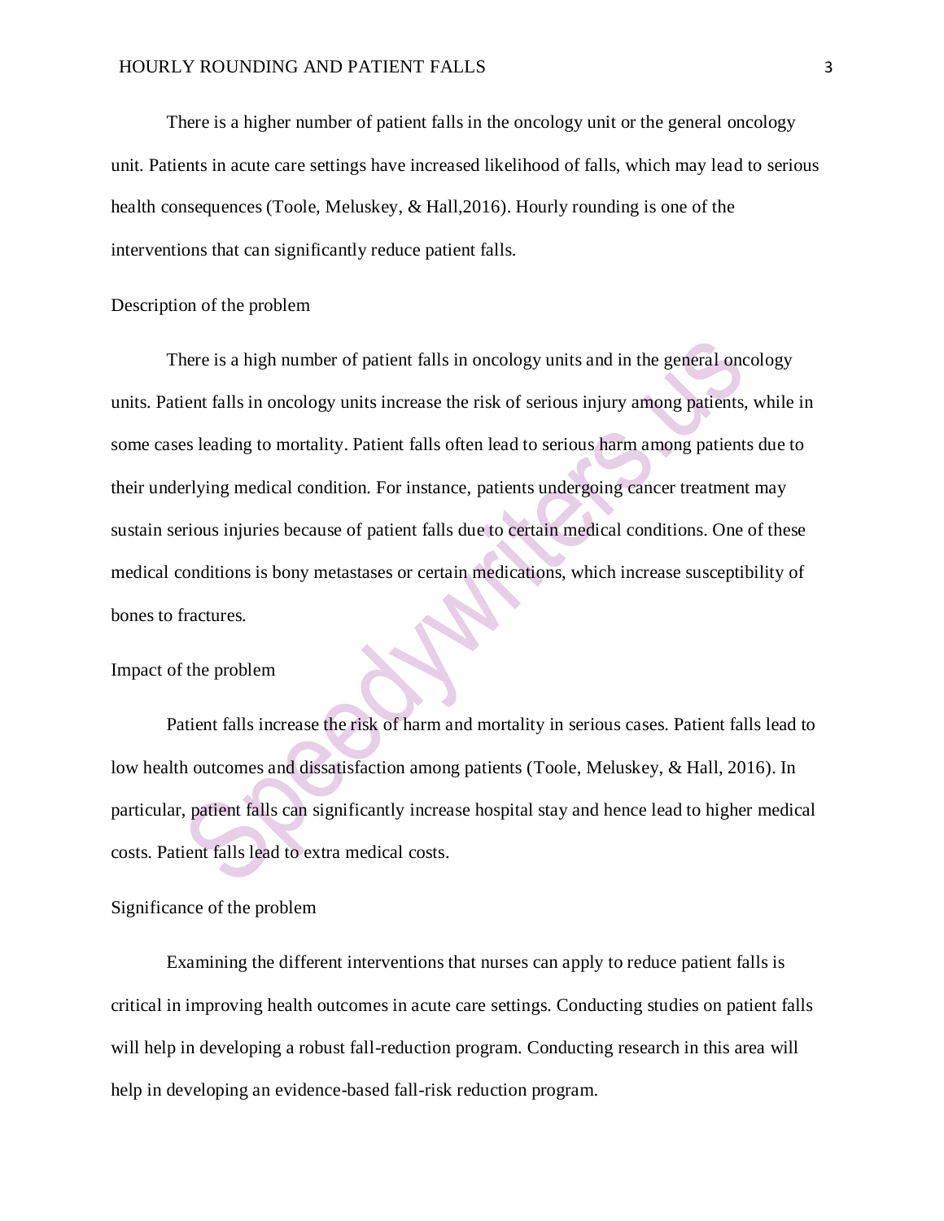There is a higher number of patient falls in the oncology unit or the general oncology unit. Patients in acute care settings have increased likelihood of falls, which may lead to serious health consequences (Toole, Meluskey, & Hall,2016). Hourly rounding is one of the interventions that can significantly reduce patient falls.

## Description of the problem

There is a high number of patient falls in oncology units and in the general oncology units. Patient falls in oncology units increase the risk of serious injury among patients, while in some cases leading to mortality. Patient falls often lead to serious harm among patients due to their underlying medical condition. For instance, patients undergoing cancer treatment may sustain serious injuries because of patient falls due to certain medical conditions. One of these medical conditions is bony metastases or certain medications, which increase susceptibility of bones to fractures.

## Impact of the problem

Patient falls increase the risk of harm and mortality in serious cases. Patient falls lead to low health outcomes and dissatisfaction among patients (Toole, Meluskey, & Hall, 2016). In particular, patient falls can significantly increase hospital stay and hence lead to higher medical costs. Patient falls lead to extra medical costs.

## Significance of the problem

Examining the different interventions that nurses can apply to reduce patient falls is critical in improving health outcomes in acute care settings. Conducting studies on patient falls will help in developing a robust fall-reduction program. Conducting research in this area will help in developing an evidence-based fall-risk reduction program.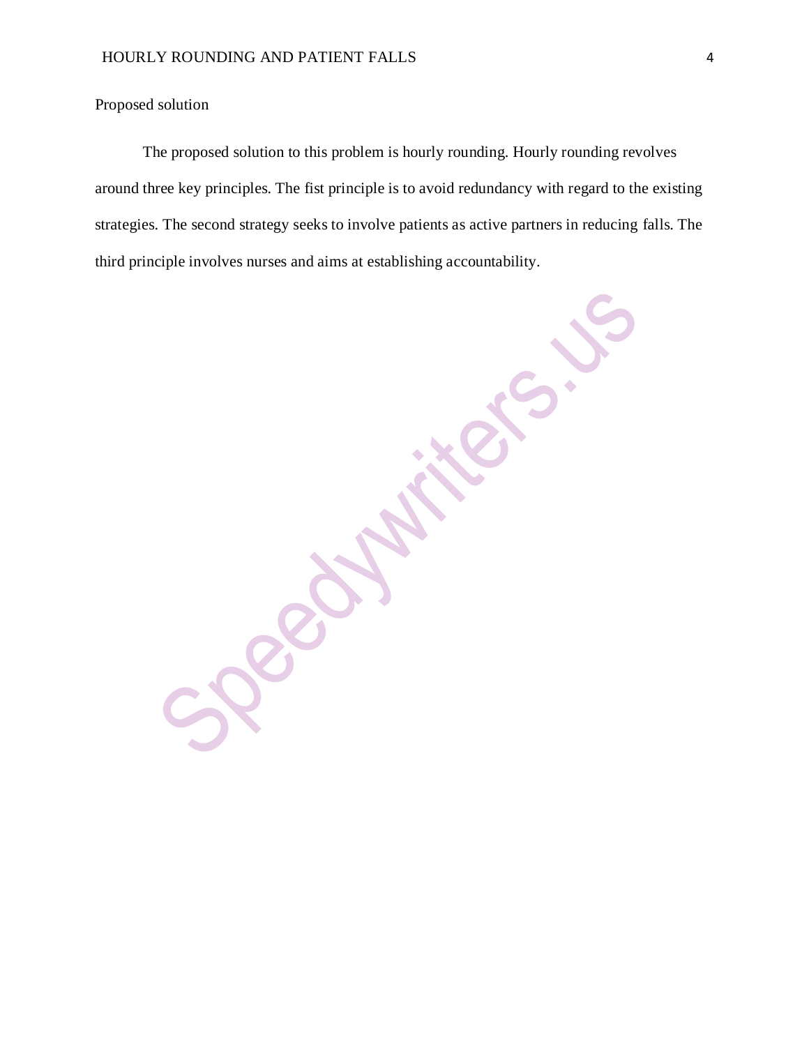## Proposed solution

The proposed solution to this problem is hourly rounding. Hourly rounding revolves around three key principles. The fist principle is to avoid redundancy with regard to the existing strategies. The second strategy seeks to involve patients as active partners in reducing falls. The third principle involves nurses and aims at establishing accountability.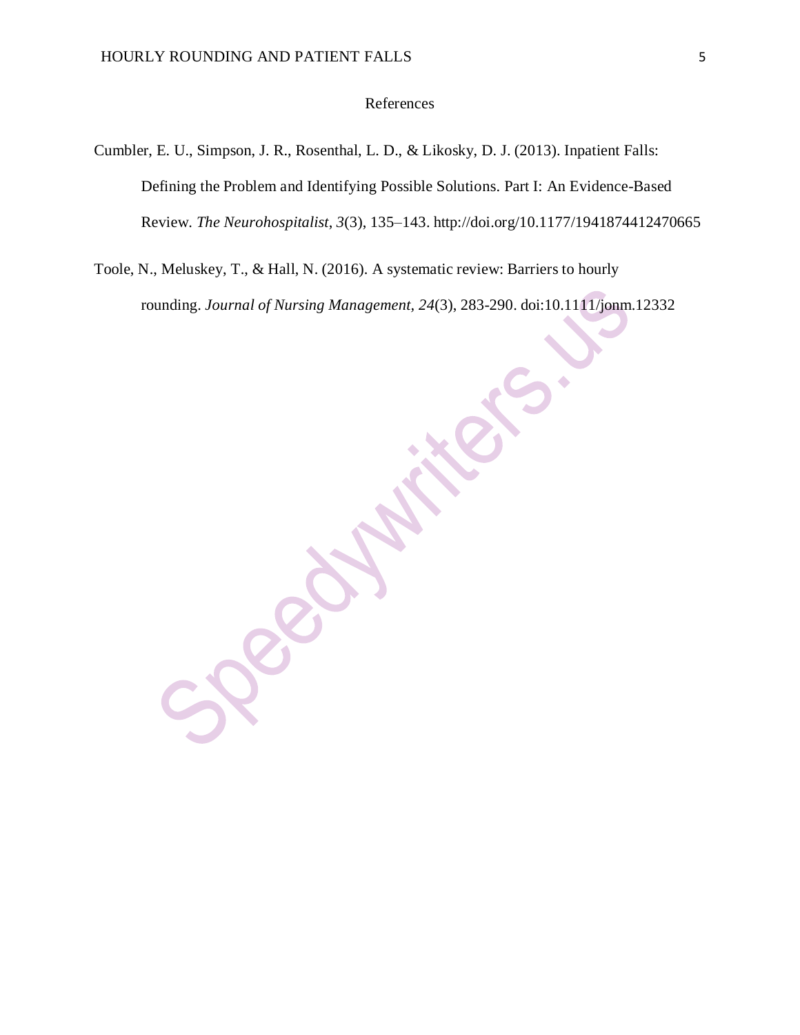# References

Cumbler, E. U., Simpson, J. R., Rosenthal, L. D., & Likosky, D. J. (2013). Inpatient Falls: Defining the Problem and Identifying Possible Solutions. Part I: An Evidence-Based Review. *The Neurohospitalist*, *3*(3), 135–143. http://doi.org/10.1177/1941874412470665

Toole, N., Meluskey, T., & Hall, N. (2016). A systematic review: Barriers to hourly rounding. *Journal of Nursing Management, 24*(3), 283-290. doi:10.1111/jonm.12332